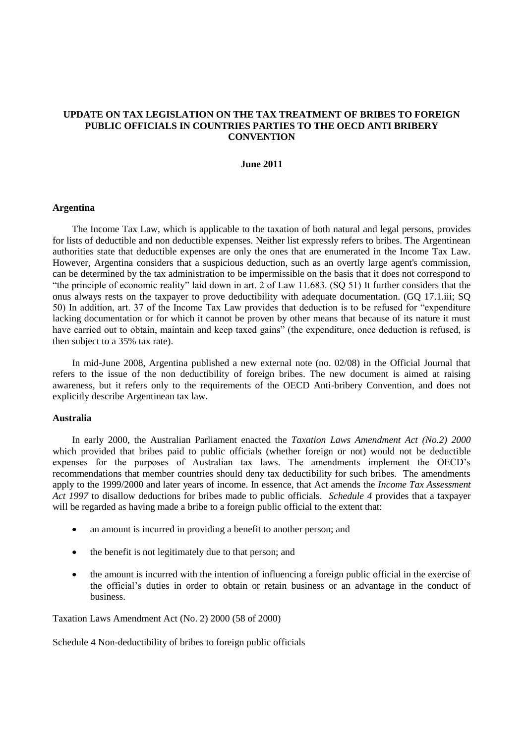**UPDATE ON TAX LEGISLATION ON THE TAX TREATMENT OF BRIBES TO FOREIGN PUBLIC OFFICIALS IN COUNTRIES PARTIES TO THE OECD ANTI BRIBERY CONVENTION**

**June 2011**

**Argentina**

The Income Tax Law, which is applicable to the taxation of both natural and legal persons, provides for lists of deductible and non deductible expenses. Neither list expressly refers to bribes. The Argentinean authorities state that deductible expenses are only the ones that are enumerated in the Income Tax Law. However, Argentina considers that a suspicious deduction, such as an overtly large agent's commission, can be determined by the tax administration to be impermissible on the basis that it does not correspond to "the principle of economic reality" laid down in art. 2 of Law 11.683. (SQ 51) It further considers that the onus always rests on the taxpayer to prove deductibility with adequate documentation. (GQ 17.1.iii; SQ 50) In addition, art. 37 of the Income Tax Law provides that deduction is to be refused for "expenditure lacking documentation or for which it cannot be proven by other means that because of its nature it must have carried out to obtain, maintain and keep taxed gains" (the expenditure, once deduction is refused, is then subject to a 35% tax rate).

In mid-June 2008, Argentina published a new external note (no. 02/08) in the Official Journal that refers to the issue of the non deductibility of foreign bribes. The new document is aimed at raising awareness, but it refers only to the requirements of the OECD Anti-bribery Convention, and does not explicitly describe Argentinean tax law.

**Australia**

In early 2000, the Australian Parliament enacted the *Taxation Laws Amendment Act (No.2) 2000* which provided that bribes paid to public officials (whether foreign or not) would not be deductible expenses for the purposes of Australian tax laws. The amendments implement the OECD's recommendations that member countries should deny tax deductibility for such bribes. The amendments apply to the 1999/2000 and later years of income. In essence, that Act amends the *Income Tax Assessment Act 1997* to disallow deductions for bribes made to public officials. *Schedule 4* provides that a taxpayer will be regarded as having made a bribe to a foreign public official to the extent that:

- an amount is incurred in providing a benefit to another person; and
- the benefit is not legitimately due to that person; and
- the amount is incurred with the intention of influencing a foreign public official in the exercise of the official's duties in order to obtain or retain business or an advantage in the conduct of business.

Taxation Laws Amendment Act (No. 2) 2000 (58 of 2000)

Schedule 4 Non-deductibility of bribes to foreign public officials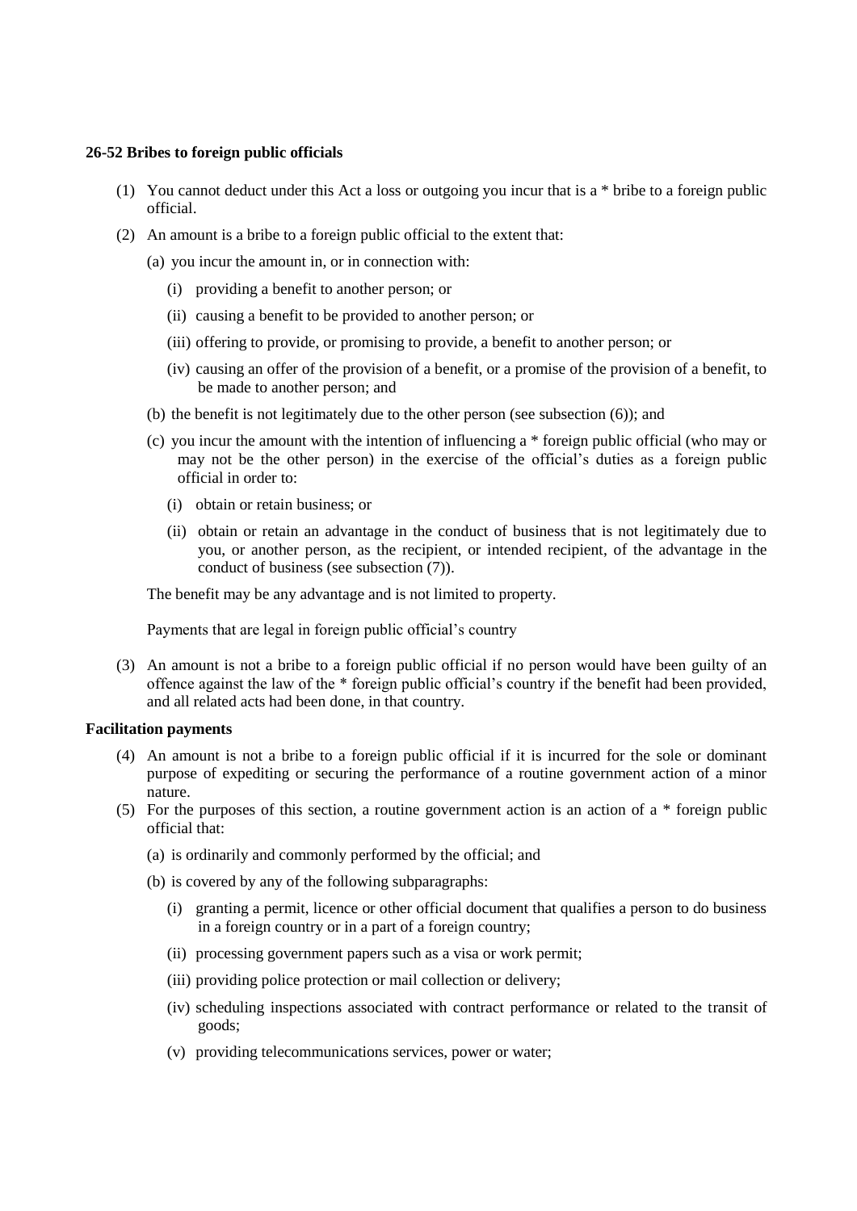**26-52 Bribes to foreign public officials**

(1) You cannot deduct under this Act a loss or outgoing you incur that is a * bribe to a foreign public official.

(2) An amount is a bribe to a foreign public official to the extent that:

(a) you incur the amount in, or in connection with:

(i) providing a benefit to another person; or

(ii) causing a benefit to be provided to another person; or

(iii) offering to provide, or promising to provide, a benefit to another person; or

(iv) causing an offer of the provision of a benefit, or a promise of the provision of a benefit, to be made to another person; and

(b) the benefit is not legitimately due to the other person (see subsection (6)); and

(c) you incur the amount with the intention of influencing a * foreign public official (who may or may not be the other person) in the exercise of the official's duties as a foreign public official in order to:

(i) obtain or retain business; or

(ii) obtain or retain an advantage in the conduct of business that is not legitimately due to you, or another person, as the recipient, or intended recipient, of the advantage in the conduct of business (see subsection (7)).

The benefit may be any advantage and is not limited to property.

Payments that are legal in foreign public official's country

(3) An amount is not a bribe to a foreign public official if no person would have been guilty of an offence against the law of the * foreign public official's country if the benefit had been provided, and all related acts had been done, in that country.

**Facilitation payments**

(4) An amount is not a bribe to a foreign public official if it is incurred for the sole or dominant purpose of expediting or securing the performance of a routine government action of a minor nature.

(5) For the purposes of this section, a routine government action is an action of a * foreign public official that:

(a) is ordinarily and commonly performed by the official; and

(b) is covered by any of the following subparagraphs:

(i) granting a permit, licence or other official document that qualifies a person to do business in a foreign country or in a part of a foreign country;

(ii) processing government papers such as a visa or work permit;

(iii) providing police protection or mail collection or delivery;

(iv) scheduling inspections associated with contract performance or related to the transit of goods;

(v) providing telecommunications services, power or water;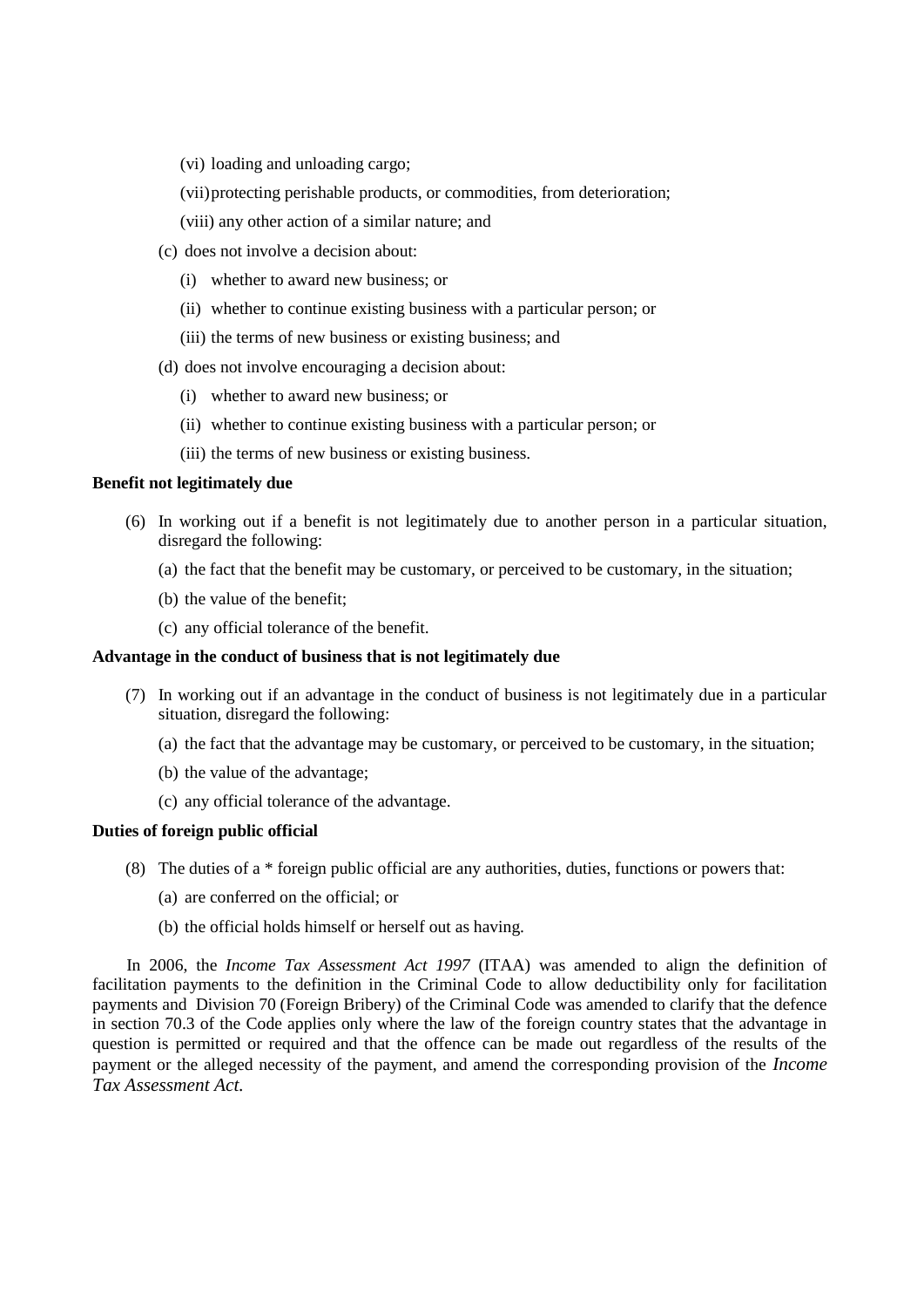(vi) loading and unloading cargo;

(vii) protecting perishable products, or commodities, from deterioration;

(viii) any other action of a similar nature; and

(c) does not involve a decision about:

(i) whether to award new business; or

(ii) whether to continue existing business with a particular person; or

(iii) the terms of new business or existing business; and

(d) does not involve encouraging a decision about:

(i) whether to award new business; or

(ii) whether to continue existing business with a particular person; or

(iii) the terms of new business or existing business.

**Benefit not legitimately due**

(6) In working out if a benefit is not legitimately due to another person in a particular situation, disregard the following:

(a) the fact that the benefit may be customary, or perceived to be customary, in the situation;

(b) the value of the benefit;

(c) any official tolerance of the benefit.

**Advantage in the conduct of business that is not legitimately due**

(7) In working out if an advantage in the conduct of business is not legitimately due in a particular situation, disregard the following:

(a) the fact that the advantage may be customary, or perceived to be customary, in the situation;

(b) the value of the advantage;

(c) any official tolerance of the advantage.

**Duties of foreign public official**

(8) The duties of a * foreign public official are any authorities, duties, functions or powers that:

(a) are conferred on the official; or

(b) the official holds himself or herself out as having.

In 2006, the *Income Tax Assessment Act 1997* (ITAA) was amended to align the definition of facilitation payments to the definition in the Criminal Code to allow deductibility only for facilitation payments and Division 70 (Foreign Bribery) of the Criminal Code was amended to clarify that the defence in section 70.3 of the Code applies only where the law of the foreign country states that the advantage in question is permitted or required and that the offence can be made out regardless of the results of the payment or the alleged necessity of the payment, and amend the corresponding provision of the *Income Tax Assessment Act*.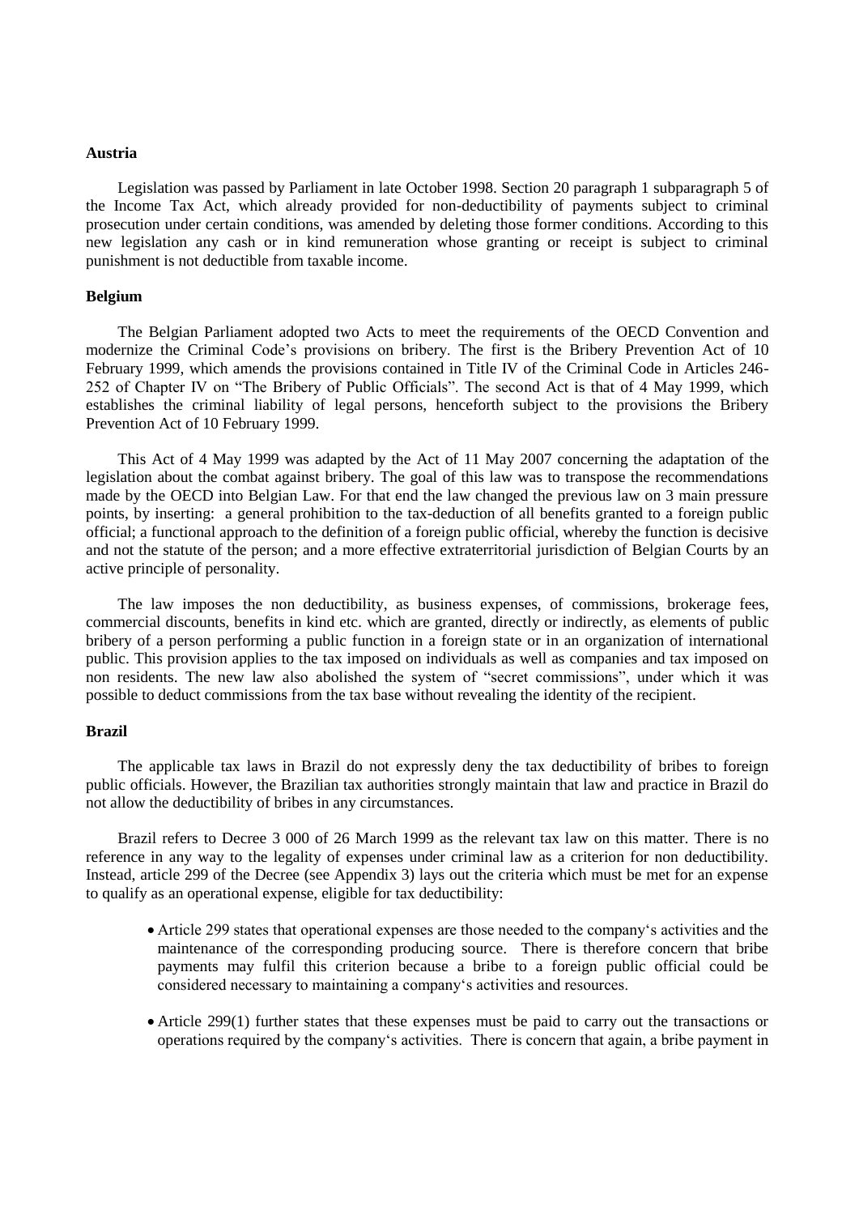### Austria

Legislation was passed by Parliament in late October 1998. Section 20 paragraph 1 subparagraph 5 of the Income Tax Act, which already provided for non-deductibility of payments subject to criminal prosecution under certain conditions, was amended by deleting those former conditions. According to this new legislation any cash or in kind remuneration whose granting or receipt is subject to criminal punishment is not deductible from taxable income.

### Belgium

The Belgian Parliament adopted two Acts to meet the requirements of the OECD Convention and modernize the Criminal Code's provisions on bribery. The first is the Bribery Prevention Act of 10 February 1999, which amends the provisions contained in Title IV of the Criminal Code in Articles 246-252 of Chapter IV on "The Bribery of Public Officials". The second Act is that of 4 May 1999, which establishes the criminal liability of legal persons, henceforth subject to the provisions the Bribery Prevention Act of 10 February 1999.

This Act of 4 May 1999 was adapted by the Act of 11 May 2007 concerning the adaptation of the legislation about the combat against bribery. The goal of this law was to transpose the recommendations made by the OECD into Belgian Law. For that end the law changed the previous law on 3 main pressure points, by inserting: a general prohibition to the tax-deduction of all benefits granted to a foreign public official; a functional approach to the definition of a foreign public official, whereby the function is decisive and not the statute of the person; and a more effective extraterritorial jurisdiction of Belgian Courts by an active principle of personality.

The law imposes the non deductibility, as business expenses, of commissions, brokerage fees, commercial discounts, benefits in kind etc. which are granted, directly or indirectly, as elements of public bribery of a person performing a public function in a foreign state or in an organization of international public. This provision applies to the tax imposed on individuals as well as companies and tax imposed on non residents. The new law also abolished the system of "secret commissions", under which it was possible to deduct commissions from the tax base without revealing the identity of the recipient.

### Brazil

The applicable tax laws in Brazil do not expressly deny the tax deductibility of bribes to foreign public officials. However, the Brazilian tax authorities strongly maintain that law and practice in Brazil do not allow the deductibility of bribes in any circumstances.

Brazil refers to Decree 3 000 of 26 March 1999 as the relevant tax law on this matter. There is no reference in any way to the legality of expenses under criminal law as a criterion for non deductibility. Instead, article 299 of the Decree (see Appendix 3) lays out the criteria which must be met for an expense to qualify as an operational expense, eligible for tax deductibility:

- Article 299 states that operational expenses are those needed to the company's activities and the maintenance of the corresponding producing source. There is therefore concern that bribe payments may fulfil this criterion because a bribe to a foreign public official could be considered necessary to maintaining a company's activities and resources.

- Article 299(1) further states that these expenses must be paid to carry out the transactions or operations required by the company's activities. There is concern that again, a bribe payment in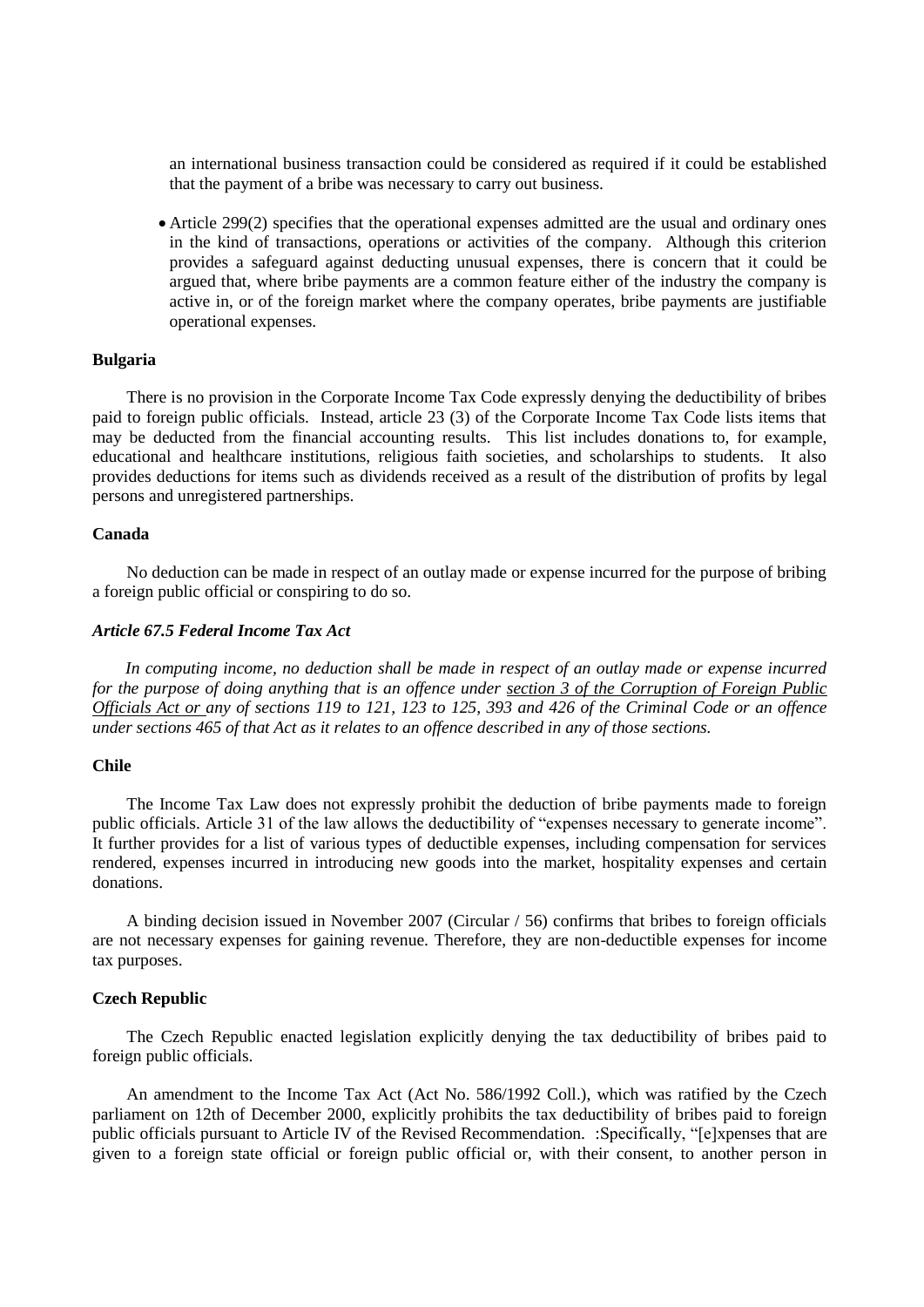an international business transaction could be considered as required if it could be established that the payment of a bribe was necessary to carry out business.

- Article 299(2) specifies that the operational expenses admitted are the usual and ordinary ones in the kind of transactions, operations or activities of the company. Although this criterion provides a safeguard against deducting unusual expenses, there is concern that it could be argued that, where bribe payments are a common feature either of the industry the company is active in, or of the foreign market where the company operates, bribe payments are justifiable operational expenses.

**Bulgaria**

There is no provision in the Corporate Income Tax Code expressly denying the deductibility of bribes paid to foreign public officials. Instead, article 23 (3) of the Corporate Income Tax Code lists items that may be deducted from the financial accounting results. This list includes donations to, for example, educational and healthcare institutions, religious faith societies, and scholarships to students. It also provides deductions for items such as dividends received as a result of the distribution of profits by legal persons and unregistered partnerships.

**Canada**

No deduction can be made in respect of an outlay made or expense incurred for the purpose of bribing a foreign public official or conspiring to do so.

***Article 67.5 Federal Income Tax Act***

*In computing income, no deduction shall be made in respect of an outlay made or expense incurred for the purpose of doing anything that is an offence under section 3 of the Corruption of Foreign Public Officials Act or any of sections 119 to 121, 123 to 125, 393 and 426 of the Criminal Code or an offence under sections 465 of that Act as it relates to an offence described in any of those sections.*

**Chile**

The Income Tax Law does not expressly prohibit the deduction of bribe payments made to foreign public officials. Article 31 of the law allows the deductibility of "expenses necessary to generate income". It further provides for a list of various types of deductible expenses, including compensation for services rendered, expenses incurred in introducing new goods into the market, hospitality expenses and certain donations.

A binding decision issued in November 2007 (Circular / 56) confirms that bribes to foreign officials are not necessary expenses for gaining revenue. Therefore, they are non-deductible expenses for income tax purposes.

**Czech Republic**

The Czech Republic enacted legislation explicitly denying the tax deductibility of bribes paid to foreign public officials.

An amendment to the Income Tax Act (Act No. 586/1992 Coll.), which was ratified by the Czech parliament on 12th of December 2000, explicitly prohibits the tax deductibility of bribes paid to foreign public officials pursuant to Article IV of the Revised Recommendation. :Specifically, "[e]xpenses that are given to a foreign state official or foreign public official or, with their consent, to another person in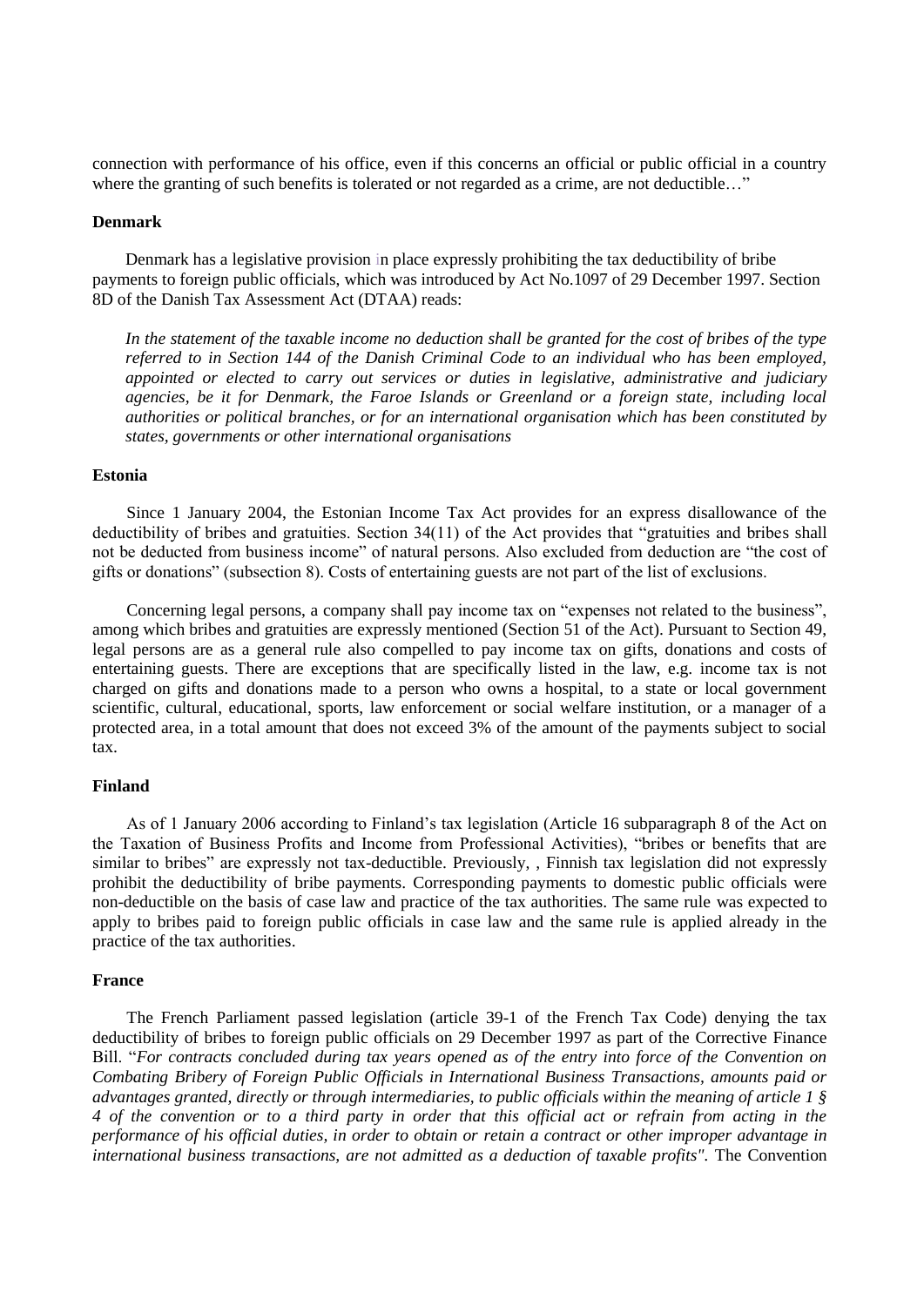connection with performance of his office, even if this concerns an official or public official in a country where the granting of such benefits is tolerated or not regarded as a crime, are not deductible…"

### Denmark

Denmark has a legislative provision in place expressly prohibiting the tax deductibility of bribe payments to foreign public officials, which was introduced by Act No.1097 of 29 December 1997. Section 8D of the Danish Tax Assessment Act (DTAA) reads:

> *In the statement of the taxable income no deduction shall be granted for the cost of bribes of the type referred to in Section 144 of the Danish Criminal Code to an individual who has been employed, appointed or elected to carry out services or duties in legislative, administrative and judiciary agencies, be it for Denmark, the Faroe Islands or Greenland or a foreign state, including local authorities or political branches, or for an international organisation which has been constituted by states, governments or other international organisations*

### Estonia

Since 1 January 2004, the Estonian Income Tax Act provides for an express disallowance of the deductibility of bribes and gratuities. Section 34(11) of the Act provides that "gratuities and bribes shall not be deducted from business income" of natural persons. Also excluded from deduction are "the cost of gifts or donations" (subsection 8). Costs of entertaining guests are not part of the list of exclusions.

Concerning legal persons, a company shall pay income tax on "expenses not related to the business", among which bribes and gratuities are expressly mentioned (Section 51 of the Act). Pursuant to Section 49, legal persons are as a general rule also compelled to pay income tax on gifts, donations and costs of entertaining guests. There are exceptions that are specifically listed in the law, e.g. income tax is not charged on gifts and donations made to a person who owns a hospital, to a state or local government scientific, cultural, educational, sports, law enforcement or social welfare institution, or a manager of a protected area, in a total amount that does not exceed 3% of the amount of the payments subject to social tax.

### Finland

As of 1 January 2006 according to Finland's tax legislation (Article 16 subparagraph 8 of the Act on the Taxation of Business Profits and Income from Professional Activities), "bribes or benefits that are similar to bribes" are expressly not tax-deductible. Previously, , Finnish tax legislation did not expressly prohibit the deductibility of bribe payments. Corresponding payments to domestic public officials were non-deductible on the basis of case law and practice of the tax authorities. The same rule was expected to apply to bribes paid to foreign public officials in case law and the same rule is applied already in the practice of the tax authorities.

### France

The French Parliament passed legislation (article 39-1 of the French Tax Code) denying the tax deductibility of bribes to foreign public officials on 29 December 1997 as part of the Corrective Finance Bill. "*For contracts concluded during tax years opened as of the entry into force of the Convention on Combating Bribery of Foreign Public Officials in International Business Transactions, amounts paid or advantages granted, directly or through intermediaries, to public officials within the meaning of article 1 § 4 of the convention or to a third party in order that this official act or refrain from acting in the performance of his official duties, in order to obtain or retain a contract or other improper advantage in international business transactions, are not admitted as a deduction of taxable profits".* The Convention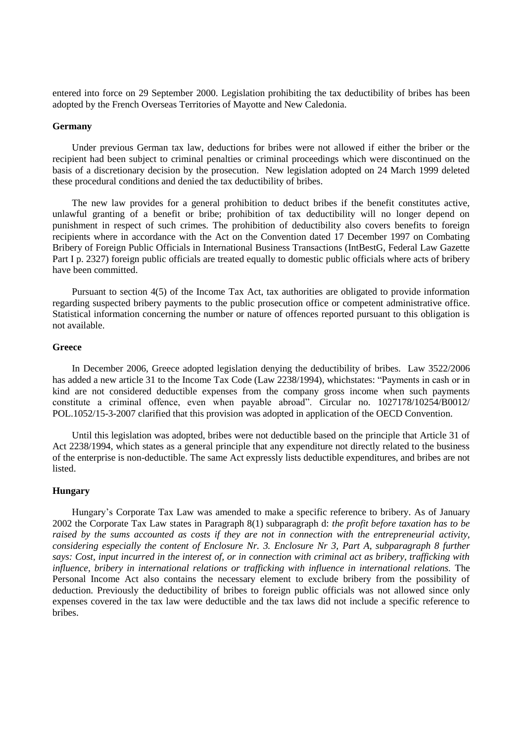entered into force on 29 September 2000. Legislation prohibiting the tax deductibility of bribes has been adopted by the French Overseas Territories of Mayotte and New Caledonia.

### Germany

Under previous German tax law, deductions for bribes were not allowed if either the briber or the recipient had been subject to criminal penalties or criminal proceedings which were discontinued on the basis of a discretionary decision by the prosecution. New legislation adopted on 24 March 1999 deleted these procedural conditions and denied the tax deductibility of bribes.

The new law provides for a general prohibition to deduct bribes if the benefit constitutes active, unlawful granting of a benefit or bribe; prohibition of tax deductibility will no longer depend on punishment in respect of such crimes. The prohibition of deductibility also covers benefits to foreign recipients where in accordance with the Act on the Convention dated 17 December 1997 on Combating Bribery of Foreign Public Officials in International Business Transactions (IntBestG, Federal Law Gazette Part I p. 2327) foreign public officials are treated equally to domestic public officials where acts of bribery have been committed.

Pursuant to section 4(5) of the Income Tax Act, tax authorities are obligated to provide information regarding suspected bribery payments to the public prosecution office or competent administrative office. Statistical information concerning the number or nature of offences reported pursuant to this obligation is not available.

### Greece

In December 2006, Greece adopted legislation denying the deductibility of bribes. Law 3522/2006 has added a new article 31 to the Income Tax Code (Law 2238/1994), whichstates: "Payments in cash or in kind are not considered deductible expenses from the company gross income when such payments constitute a criminal offence, even when payable abroad". Circular no. 1027178/10254/B0012/ POL.1052/15-3-2007 clarified that this provision was adopted in application of the OECD Convention.

Until this legislation was adopted, bribes were not deductible based on the principle that Article 31 of Act 2238/1994, which states as a general principle that any expenditure not directly related to the business of the enterprise is non-deductible. The same Act expressly lists deductible expenditures, and bribes are not listed.

### Hungary

Hungary's Corporate Tax Law was amended to make a specific reference to bribery. As of January 2002 the Corporate Tax Law states in Paragraph 8(1) subparagraph d: *the profit before taxation has to be raised by the sums accounted as costs if they are not in connection with the entrepreneurial activity, considering especially the content of Enclosure Nr. 3. Enclosure Nr 3, Part A, subparagraph 8 further says: Cost, input incurred in the interest of, or in connection with criminal act as bribery, trafficking with influence, bribery in international relations or trafficking with influence in international relations.* The Personal Income Act also contains the necessary element to exclude bribery from the possibility of deduction. Previously the deductibility of bribes to foreign public officials was not allowed since only expenses covered in the tax law were deductible and the tax laws did not include a specific reference to bribes.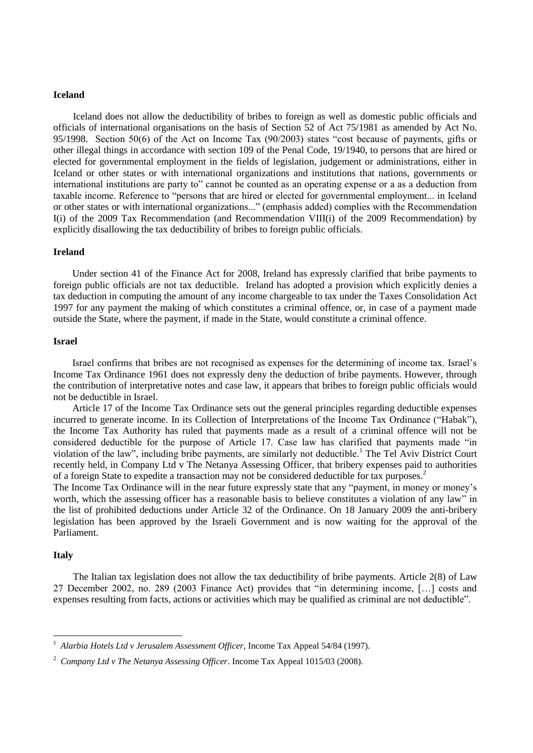**Iceland**

Iceland does not allow the deductibility of bribes to foreign as well as domestic public officials and officials of international organisations on the basis of Section 52 of Act 75/1981 as amended by Act No. 95/1998. Section 50(6) of the Act on Income Tax (90/2003) states "cost because of payments, gifts or other illegal things in accordance with section 109 of the Penal Code, 19/1940, to persons that are hired or elected for governmental employment in the fields of legislation, judgement or administrations, either in Iceland or other states or with international organizations and institutions that nations, governments or international institutions are party to" cannot be counted as an operating expense or a as a deduction from taxable income. Reference to "persons that are hired or elected for governmental employment... in Iceland or other states or with international organizations..." (emphasis added) complies with the Recommendation I(i) of the 2009 Tax Recommendation (and Recommendation VIII(i) of the 2009 Recommendation) by explicitly disallowing the tax deductibility of bribes to foreign public officials.

**Ireland**

Under section 41 of the Finance Act for 2008, Ireland has expressly clarified that bribe payments to foreign public officials are not tax deductible. Ireland has adopted a provision which explicitly denies a tax deduction in computing the amount of any income chargeable to tax under the Taxes Consolidation Act 1997 for any payment the making of which constitutes a criminal offence, or, in case of a payment made outside the State, where the payment, if made in the State, would constitute a criminal offence.

**Israel**

Israel confirms that bribes are not recognised as expenses for the determining of income tax. Israel's Income Tax Ordinance 1961 does not expressly deny the deduction of bribe payments. However, through the contribution of interpretative notes and case law, it appears that bribes to foreign public officials would not be deductible in Israel.

Article 17 of the Income Tax Ordinance sets out the general principles regarding deductible expenses incurred to generate income. In its Collection of Interpretations of the Income Tax Ordinance ("Habak"), the Income Tax Authority has ruled that payments made as a result of a criminal offence will not be considered deductible for the purpose of Article 17. Case law has clarified that payments made "in violation of the law", including bribe payments, are similarly not deductible.[1] The Tel Aviv District Court recently held, in Company Ltd v The Netanya Assessing Officer, that bribery expenses paid to authorities of a foreign State to expedite a transaction may not be considered deductible for tax purposes.[2]

The Income Tax Ordinance will in the near future expressly state that any "payment, in money or money's worth, which the assessing officer has a reasonable basis to believe constitutes a violation of any law" in the list of prohibited deductions under Article 32 of the Ordinance. On 18 January 2009 the anti-bribery legislation has been approved by the Israeli Government and is now waiting for the approval of the Parliament.

**Italy**

The Italian tax legislation does not allow the tax deductibility of bribe payments. Article 2(8) of Law 27 December 2002, no. 289 (2003 Finance Act) provides that "in determining income, […] costs and expenses resulting from facts, actions or activities which may be qualified as criminal are not deductible".

---

[1] *Alarbia Hotels Ltd v Jerusalem Assessment Officer*, Income Tax Appeal 54/84 (1997).

[2] *Company Ltd v The Netanya Assessing Officer*. Income Tax Appeal 1015/03 (2008).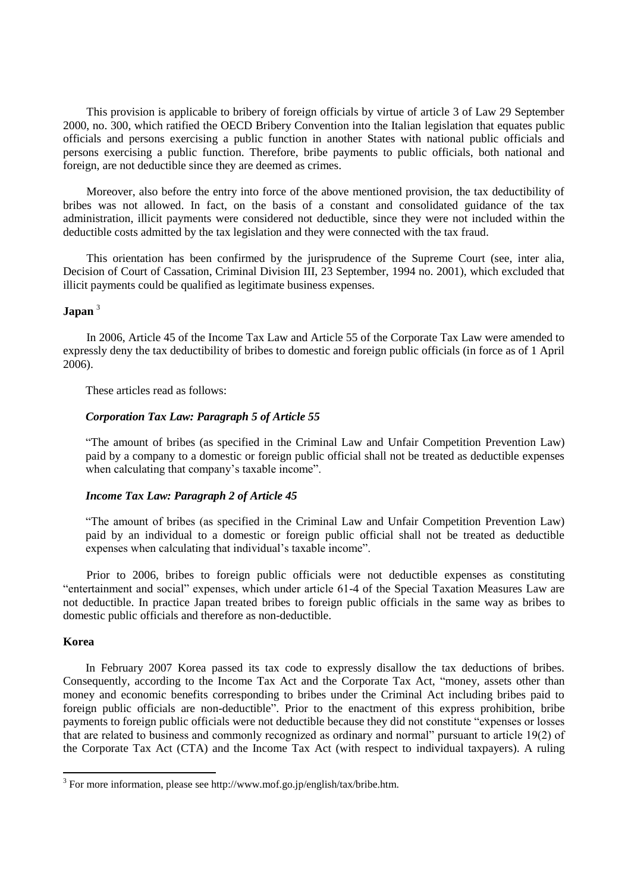This provision is applicable to bribery of foreign officials by virtue of article 3 of Law 29 September 2000, no. 300, which ratified the OECD Bribery Convention into the Italian legislation that equates public officials and persons exercising a public function in another States with national public officials and persons exercising a public function. Therefore, bribe payments to public officials, both national and foreign, are not deductible since they are deemed as crimes.

Moreover, also before the entry into force of the above mentioned provision, the tax deductibility of bribes was not allowed. In fact, on the basis of a constant and consolidated guidance of the tax administration, illicit payments were considered not deductible, since they were not included within the deductible costs admitted by the tax legislation and they were connected with the tax fraud.

This orientation has been confirmed by the jurisprudence of the Supreme Court (see, inter alia, Decision of Court of Cassation, Criminal Division III, 23 September, 1994 no. 2001), which excluded that illicit payments could be qualified as legitimate business expenses.

**Japan** [3]

In 2006, Article 45 of the Income Tax Law and Article 55 of the Corporate Tax Law were amended to expressly deny the tax deductibility of bribes to domestic and foreign public officials (in force as of 1 April 2006).

These articles read as follows:

***Corporation Tax Law: Paragraph 5 of Article 55***

"The amount of bribes (as specified in the Criminal Law and Unfair Competition Prevention Law) paid by a company to a domestic or foreign public official shall not be treated as deductible expenses when calculating that company's taxable income".

***Income Tax Law: Paragraph 2 of Article 45***

"The amount of bribes (as specified in the Criminal Law and Unfair Competition Prevention Law) paid by an individual to a domestic or foreign public official shall not be treated as deductible expenses when calculating that individual's taxable income".

Prior to 2006, bribes to foreign public officials were not deductible expenses as constituting "entertainment and social" expenses, which under article 61-4 of the Special Taxation Measures Law are not deductible. In practice Japan treated bribes to foreign public officials in the same way as bribes to domestic public officials and therefore as non-deductible.

**Korea**

In February 2007 Korea passed its tax code to expressly disallow the tax deductions of bribes. Consequently, according to the Income Tax Act and the Corporate Tax Act, "money, assets other than money and economic benefits corresponding to bribes under the Criminal Act including bribes paid to foreign public officials are non-deductible". Prior to the enactment of this express prohibition, bribe payments to foreign public officials were not deductible because they did not constitute "expenses or losses that are related to business and commonly recognized as ordinary and normal" pursuant to article 19(2) of the Corporate Tax Act (CTA) and the Income Tax Act (with respect to individual taxpayers). A ruling

[3] For more information, please see http://www.mof.go.jp/english/tax/bribe.htm.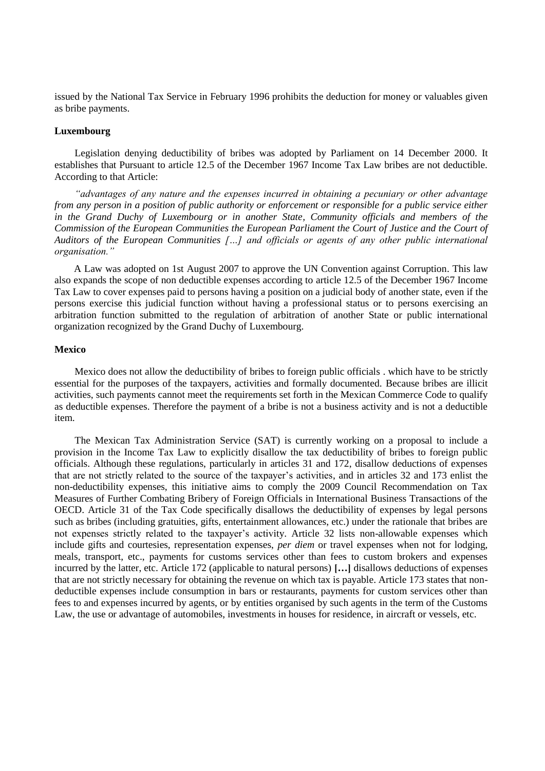issued by the National Tax Service in February 1996 prohibits the deduction for money or valuables given as bribe payments.

**Luxembourg**

Legislation denying deductibility of bribes was adopted by Parliament on 14 December 2000. It establishes that Pursuant to article 12.5 of the December 1967 Income Tax Law bribes are not deductible. According to that Article:

*"advantages of any nature and the expenses incurred in obtaining a pecuniary or other advantage from any person in a position of public authority or enforcement or responsible for a public service either in the Grand Duchy of Luxembourg or in another State, Community officials and members of the Commission of the European Communities the European Parliament the Court of Justice and the Court of Auditors of the European Communities […] and officials or agents of any other public international organisation."*

A Law was adopted on 1st August 2007 to approve the UN Convention against Corruption. This law also expands the scope of non deductible expenses according to article 12.5 of the December 1967 Income Tax Law to cover expenses paid to persons having a position on a judicial body of another state, even if the persons exercise this judicial function without having a professional status or to persons exercising an arbitration function submitted to the regulation of arbitration of another State or public international organization recognized by the Grand Duchy of Luxembourg.

**Mexico**

Mexico does not allow the deductibility of bribes to foreign public officials . which have to be strictly essential for the purposes of the taxpayers, activities and formally documented. Because bribes are illicit activities, such payments cannot meet the requirements set forth in the Mexican Commerce Code to qualify as deductible expenses. Therefore the payment of a bribe is not a business activity and is not a deductible item.

The Mexican Tax Administration Service (SAT) is currently working on a proposal to include a provision in the Income Tax Law to explicitly disallow the tax deductibility of bribes to foreign public officials. Although these regulations, particularly in articles 31 and 172, disallow deductions of expenses that are not strictly related to the source of the taxpayer's activities, and in articles 32 and 173 enlist the non-deductibility expenses, this initiative aims to comply the 2009 Council Recommendation on Tax Measures of Further Combating Bribery of Foreign Officials in International Business Transactions of the OECD. Article 31 of the Tax Code specifically disallows the deductibility of expenses by legal persons such as bribes (including gratuities, gifts, entertainment allowances, etc.) under the rationale that bribes are not expenses strictly related to the taxpayer's activity. Article 32 lists non-allowable expenses which include gifts and courtesies, representation expenses, *per diem* or travel expenses when not for lodging, meals, transport, etc., payments for customs services other than fees to custom brokers and expenses incurred by the latter, etc. Article 172 (applicable to natural persons) **[…]** disallows deductions of expenses that are not strictly necessary for obtaining the revenue on which tax is payable. Article 173 states that non-deductible expenses include consumption in bars or restaurants, payments for custom services other than fees to and expenses incurred by agents, or by entities organised by such agents in the term of the Customs Law, the use or advantage of automobiles, investments in houses for residence, in aircraft or vessels, etc.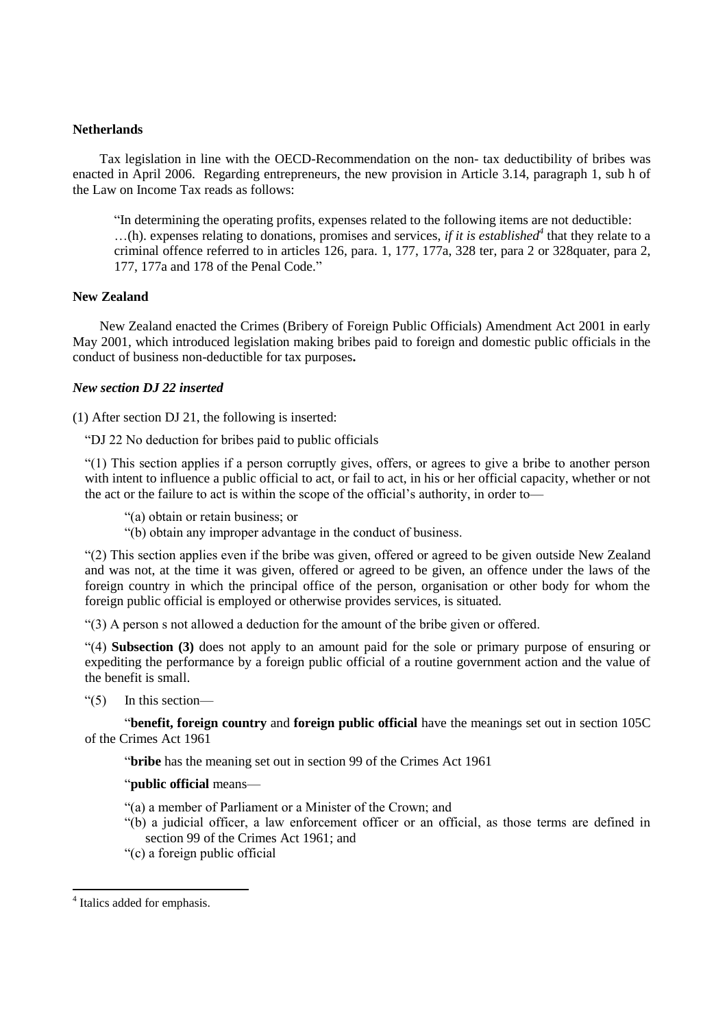**Netherlands**

Tax legislation in line with the OECD-Recommendation on the non- tax deductibility of bribes was enacted in April 2006. Regarding entrepreneurs, the new provision in Article 3.14, paragraph 1, sub h of the Law on Income Tax reads as follows:

> "In determining the operating profits, expenses related to the following items are not deductible:
> …(h). expenses relating to donations, promises and services, *if it is established*[4] that they relate to a criminal offence referred to in articles 126, para. 1, 177, 177a, 328 ter, para 2 or 328quater, para 2, 177, 177a and 178 of the Penal Code."

**New Zealand**

New Zealand enacted the Crimes (Bribery of Foreign Public Officials) Amendment Act 2001 in early May 2001, which introduced legislation making bribes paid to foreign and domestic public officials in the conduct of business non-deductible for tax purposes**.**

***New section DJ 22 inserted***

(1) After section DJ 21, the following is inserted:

"DJ 22 No deduction for bribes paid to public officials

"(1) This section applies if a person corruptly gives, offers, or agrees to give a bribe to another person with intent to influence a public official to act, or fail to act, in his or her official capacity, whether or not the act or the failure to act is within the scope of the official's authority, in order to—

"(a) obtain or retain business; or
"(b) obtain any improper advantage in the conduct of business.

"(2) This section applies even if the bribe was given, offered or agreed to be given outside New Zealand and was not, at the time it was given, offered or agreed to be given, an offence under the laws of the foreign country in which the principal office of the person, organisation or other body for whom the foreign public official is employed or otherwise provides services, is situated.

"(3) A person s not allowed a deduction for the amount of the bribe given or offered.

"(4) **Subsection (3)** does not apply to an amount paid for the sole or primary purpose of ensuring or expediting the performance by a foreign public official of a routine government action and the value of the benefit is small.

"(5) In this section—

"**benefit, foreign country** and **foreign public official** have the meanings set out in section 105C of the Crimes Act 1961

"**bribe** has the meaning set out in section 99 of the Crimes Act 1961

"**public official** means—

"(a) a member of Parliament or a Minister of the Crown; and
"(b) a judicial officer, a law enforcement officer or an official, as those terms are defined in section 99 of the Crimes Act 1961; and
"(c) a foreign public official

[4] Italics added for emphasis.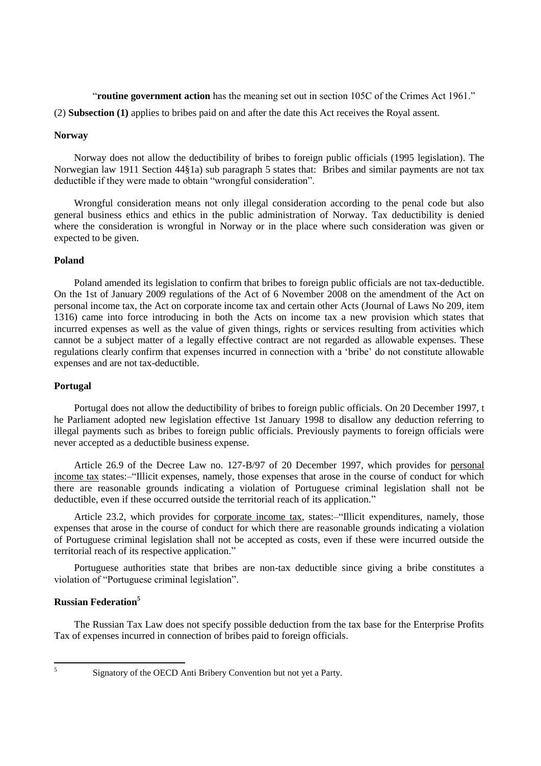"**routine government action** has the meaning set out in section 105C of the Crimes Act 1961."

(2) **Subsection (1)** applies to bribes paid on and after the date this Act receives the Royal assent.

**Norway**

Norway does not allow the deductibility of bribes to foreign public officials (1995 legislation). The Norwegian law 1911 Section 44§1a) sub paragraph 5 states that: Bribes and similar payments are not tax deductible if they were made to obtain "wrongful consideration".

Wrongful consideration means not only illegal consideration according to the penal code but also general business ethics and ethics in the public administration of Norway. Tax deductibility is denied where the consideration is wrongful in Norway or in the place where such consideration was given or expected to be given.

**Poland**

Poland amended its legislation to confirm that bribes to foreign public officials are not tax-deductible. On the 1st of January 2009 regulations of the Act of 6 November 2008 on the amendment of the Act on personal income tax, the Act on corporate income tax and certain other Acts (Journal of Laws No 209, item 1316) came into force introducing in both the Acts on income tax a new provision which states that incurred expenses as well as the value of given things, rights or services resulting from activities which cannot be a subject matter of a legally effective contract are not regarded as allowable expenses. These regulations clearly confirm that expenses incurred in connection with a 'bribe' do not constitute allowable expenses and are not tax-deductible.

**Portugal**

Portugal does not allow the deductibility of bribes to foreign public officials. On 20 December 1997, the Parliament adopted new legislation effective 1st January 1998 to disallow any deduction referring to illegal payments such as bribes to foreign public officials. Previously payments to foreign officials were never accepted as a deductible business expense.

Article 26.9 of the Decree Law no. 127-B/97 of 20 December 1997, which provides for personal income tax states:–"Illicit expenses, namely, those expenses that arose in the course of conduct for which there are reasonable grounds indicating a violation of Portuguese criminal legislation shall not be deductible, even if these occurred outside the territorial reach of its application."

Article 23.2, which provides for corporate income tax, states:–"Illicit expenditures, namely, those expenses that arose in the course of conduct for which there are reasonable grounds indicating a violation of Portuguese criminal legislation shall not be accepted as costs, even if these were incurred outside the territorial reach of its respective application."

Portuguese authorities state that bribes are non-tax deductible since giving a bribe constitutes a violation of "Portuguese criminal legislation".

**Russian Federation**[5]

The Russian Tax Law does not specify possible deduction from the tax base for the Enterprise Profits Tax of expenses incurred in connection of bribes paid to foreign officials.

[5] Signatory of the OECD Anti Bribery Convention but not yet a Party.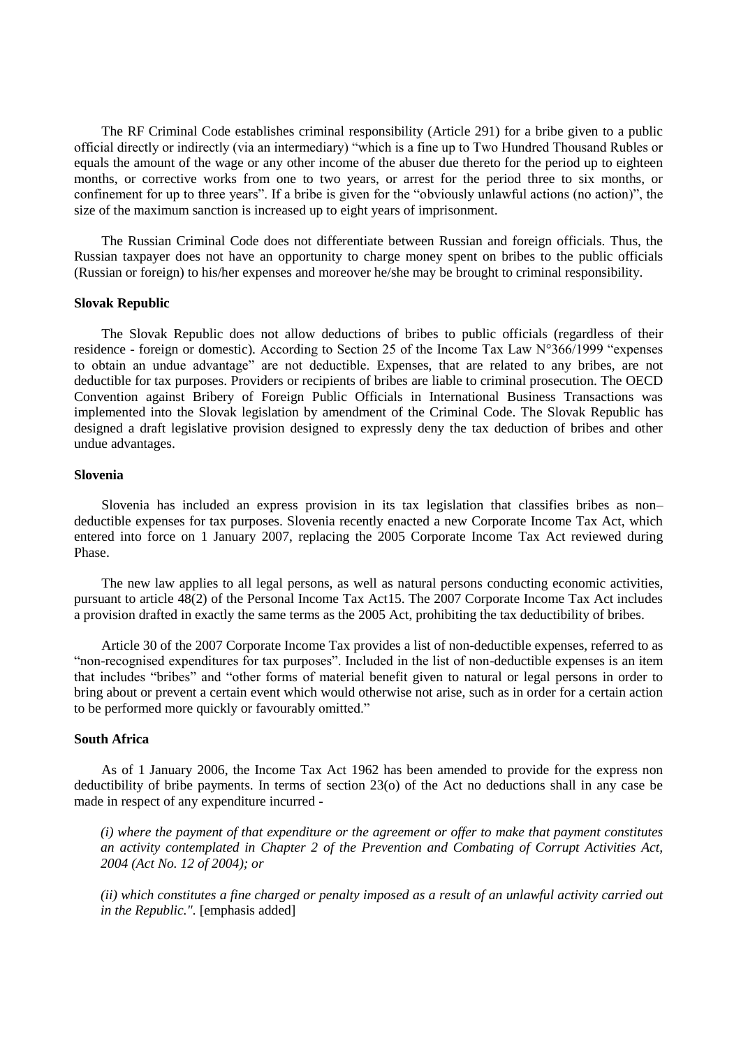The RF Criminal Code establishes criminal responsibility (Article 291) for a bribe given to a public official directly or indirectly (via an intermediary) "which is a fine up to Two Hundred Thousand Rubles or equals the amount of the wage or any other income of the abuser due thereto for the period up to eighteen months, or corrective works from one to two years, or arrest for the period three to six months, or confinement for up to three years". If a bribe is given for the "obviously unlawful actions (no action)", the size of the maximum sanction is increased up to eight years of imprisonment.

The Russian Criminal Code does not differentiate between Russian and foreign officials. Thus, the Russian taxpayer does not have an opportunity to charge money spent on bribes to the public officials (Russian or foreign) to his/her expenses and moreover he/she may be brought to criminal responsibility.

**Slovak Republic**

The Slovak Republic does not allow deductions of bribes to public officials (regardless of their residence - foreign or domestic). According to Section 25 of the Income Tax Law N°366/1999 "expenses to obtain an undue advantage" are not deductible. Expenses, that are related to any bribes, are not deductible for tax purposes. Providers or recipients of bribes are liable to criminal prosecution. The OECD Convention against Bribery of Foreign Public Officials in International Business Transactions was implemented into the Slovak legislation by amendment of the Criminal Code. The Slovak Republic has designed a draft legislative provision designed to expressly deny the tax deduction of bribes and other undue advantages.

**Slovenia**

Slovenia has included an express provision in its tax legislation that classifies bribes as non–deductible expenses for tax purposes. Slovenia recently enacted a new Corporate Income Tax Act, which entered into force on 1 January 2007, replacing the 2005 Corporate Income Tax Act reviewed during Phase.

The new law applies to all legal persons, as well as natural persons conducting economic activities, pursuant to article 48(2) of the Personal Income Tax Act15. The 2007 Corporate Income Tax Act includes a provision drafted in exactly the same terms as the 2005 Act, prohibiting the tax deductibility of bribes.

Article 30 of the 2007 Corporate Income Tax provides a list of non-deductible expenses, referred to as "non-recognised expenditures for tax purposes". Included in the list of non-deductible expenses is an item that includes "bribes" and "other forms of material benefit given to natural or legal persons in order to bring about or prevent a certain event which would otherwise not arise, such as in order for a certain action to be performed more quickly or favourably omitted."

**South Africa**

As of 1 January 2006, the Income Tax Act 1962 has been amended to provide for the express non deductibility of bribe payments. In terms of section 23(o) of the Act no deductions shall in any case be made in respect of any expenditure incurred -

*(i) where the payment of that expenditure or the agreement or offer to make that payment constitutes an activity contemplated in Chapter 2 of the Prevention and Combating of Corrupt Activities Act, 2004 (Act No. 12 of 2004); or*

*(ii) which constitutes a fine charged or penalty imposed as a result of an unlawful activity carried out in the Republic.".* [emphasis added]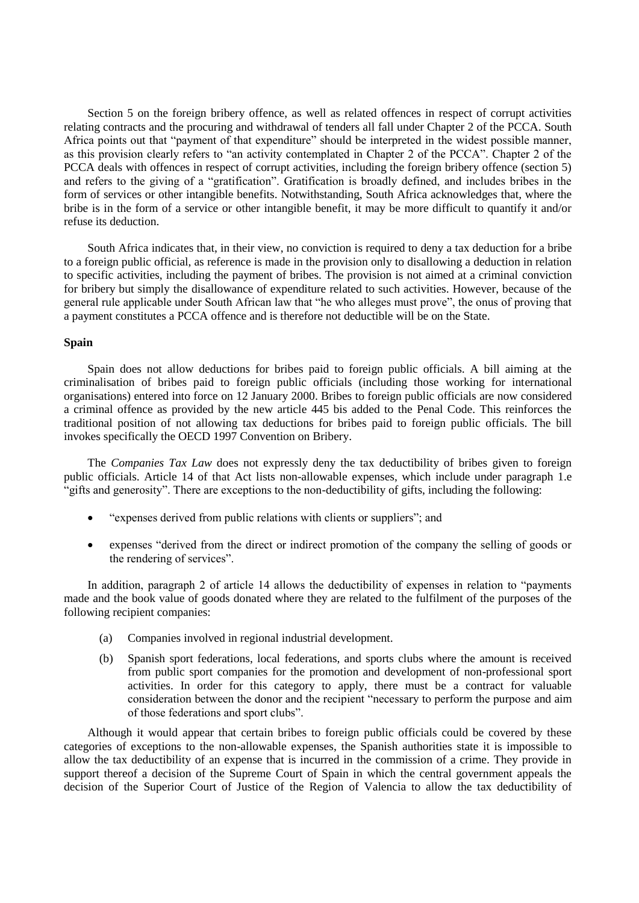Section 5 on the foreign bribery offence, as well as related offences in respect of corrupt activities relating contracts and the procuring and withdrawal of tenders all fall under Chapter 2 of the PCCA. South Africa points out that "payment of that expenditure" should be interpreted in the widest possible manner, as this provision clearly refers to "an activity contemplated in Chapter 2 of the PCCA". Chapter 2 of the PCCA deals with offences in respect of corrupt activities, including the foreign bribery offence (section 5) and refers to the giving of a "gratification". Gratification is broadly defined, and includes bribes in the form of services or other intangible benefits. Notwithstanding, South Africa acknowledges that, where the bribe is in the form of a service or other intangible benefit, it may be more difficult to quantify it and/or refuse its deduction.

South Africa indicates that, in their view, no conviction is required to deny a tax deduction for a bribe to a foreign public official, as reference is made in the provision only to disallowing a deduction in relation to specific activities, including the payment of bribes. The provision is not aimed at a criminal conviction for bribery but simply the disallowance of expenditure related to such activities. However, because of the general rule applicable under South African law that "he who alleges must prove", the onus of proving that a payment constitutes a PCCA offence and is therefore not deductible will be on the State.

**Spain**

Spain does not allow deductions for bribes paid to foreign public officials. A bill aiming at the criminalisation of bribes paid to foreign public officials (including those working for international organisations) entered into force on 12 January 2000. Bribes to foreign public officials are now considered a criminal offence as provided by the new article 445 bis added to the Penal Code. This reinforces the traditional position of not allowing tax deductions for bribes paid to foreign public officials. The bill invokes specifically the OECD 1997 Convention on Bribery.

The *Companies Tax Law* does not expressly deny the tax deductibility of bribes given to foreign public officials. Article 14 of that Act lists non-allowable expenses, which include under paragraph 1.e "gifts and generosity". There are exceptions to the non-deductibility of gifts, including the following:

- "expenses derived from public relations with clients or suppliers"; and
- expenses "derived from the direct or indirect promotion of the company the selling of goods or the rendering of services".

In addition, paragraph 2 of article 14 allows the deductibility of expenses in relation to "payments made and the book value of goods donated where they are related to the fulfilment of the purposes of the following recipient companies:

(a) Companies involved in regional industrial development.

(b) Spanish sport federations, local federations, and sports clubs where the amount is received from public sport companies for the promotion and development of non-professional sport activities. In order for this category to apply, there must be a contract for valuable consideration between the donor and the recipient "necessary to perform the purpose and aim of those federations and sport clubs".

Although it would appear that certain bribes to foreign public officials could be covered by these categories of exceptions to the non-allowable expenses, the Spanish authorities state it is impossible to allow the tax deductibility of an expense that is incurred in the commission of a crime. They provide in support thereof a decision of the Supreme Court of Spain in which the central government appeals the decision of the Superior Court of Justice of the Region of Valencia to allow the tax deductibility of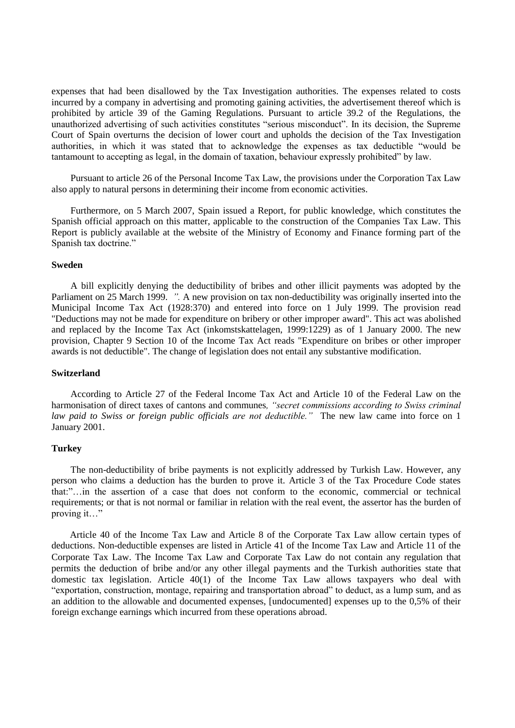expenses that had been disallowed by the Tax Investigation authorities. The expenses related to costs incurred by a company in advertising and promoting gaining activities, the advertisement thereof which is prohibited by article 39 of the Gaming Regulations. Pursuant to article 39.2 of the Regulations, the unauthorized advertising of such activities constitutes "serious misconduct". In its decision, the Supreme Court of Spain overturns the decision of lower court and upholds the decision of the Tax Investigation authorities, in which it was stated that to acknowledge the expenses as tax deductible "would be tantamount to accepting as legal, in the domain of taxation, behaviour expressly prohibited" by law.

Pursuant to article 26 of the Personal Income Tax Law, the provisions under the Corporation Tax Law also apply to natural persons in determining their income from economic activities.

Furthermore, on 5 March 2007, Spain issued a Report, for public knowledge, which constitutes the Spanish official approach on this matter, applicable to the construction of the Companies Tax Law. This Report is publicly available at the website of the Ministry of Economy and Finance forming part of the Spanish tax doctrine."

**Sweden**

A bill explicitly denying the deductibility of bribes and other illicit payments was adopted by the Parliament on 25 March 1999. *".* A new provision on tax non-deductibility was originally inserted into the Municipal Income Tax Act (1928:370) and entered into force on 1 July 1999. The provision read "Deductions may not be made for expenditure on bribery or other improper award". This act was abolished and replaced by the Income Tax Act (inkomstskattelagen, 1999:1229) as of 1 January 2000. The new provision, Chapter 9 Section 10 of the Income Tax Act reads "Expenditure on bribes or other improper awards is not deductible". The change of legislation does not entail any substantive modification.

**Switzerland**

According to Article 27 of the Federal Income Tax Act and Article 10 of the Federal Law on the harmonisation of direct taxes of cantons and communes*, "secret commissions according to Swiss criminal law paid to Swiss or foreign public officials are not deductible."* The new law came into force on 1 January 2001.

**Turkey**

The non-deductibility of bribe payments is not explicitly addressed by Turkish Law. However, any person who claims a deduction has the burden to prove it. Article 3 of the Tax Procedure Code states that:"…in the assertion of a case that does not conform to the economic, commercial or technical requirements; or that is not normal or familiar in relation with the real event, the assertor has the burden of proving it…"

Article 40 of the Income Tax Law and Article 8 of the Corporate Tax Law allow certain types of deductions. Non-deductible expenses are listed in Article 41 of the Income Tax Law and Article 11 of the Corporate Tax Law. The Income Tax Law and Corporate Tax Law do not contain any regulation that permits the deduction of bribe and/or any other illegal payments and the Turkish authorities state that domestic tax legislation. Article 40(1) of the Income Tax Law allows taxpayers who deal with "exportation, construction, montage, repairing and transportation abroad" to deduct, as a lump sum, and as an addition to the allowable and documented expenses, [undocumented] expenses up to the 0,5% of their foreign exchange earnings which incurred from these operations abroad.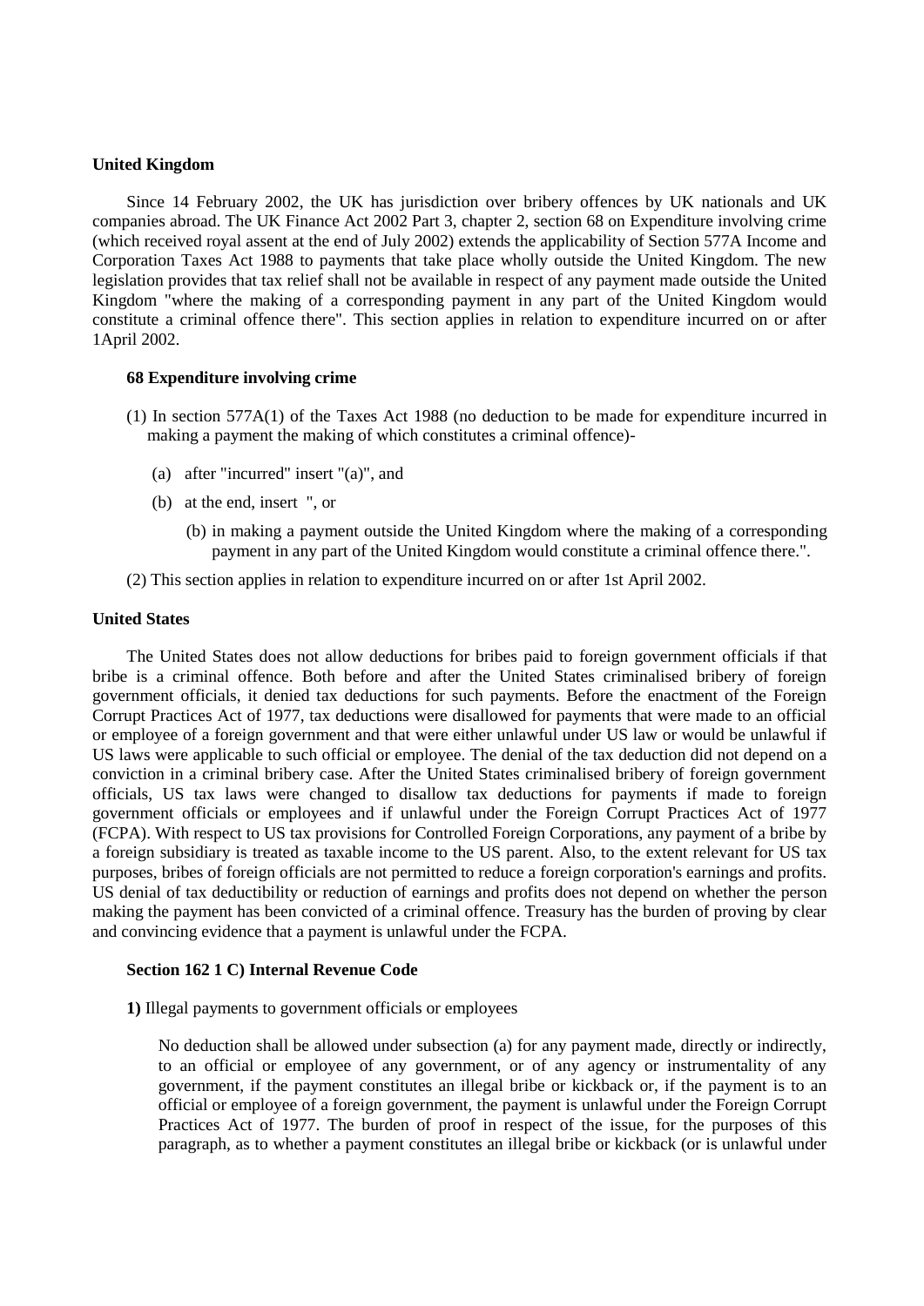**United Kingdom**

Since 14 February 2002, the UK has jurisdiction over bribery offences by UK nationals and UK companies abroad. The UK Finance Act 2002 Part 3, chapter 2, section 68 on Expenditure involving crime (which received royal assent at the end of July 2002) extends the applicability of Section 577A Income and Corporation Taxes Act 1988 to payments that take place wholly outside the United Kingdom. The new legislation provides that tax relief shall not be available in respect of any payment made outside the United Kingdom "where the making of a corresponding payment in any part of the United Kingdom would constitute a criminal offence there". This section applies in relation to expenditure incurred on or after 1April 2002.

**68 Expenditure involving crime**

(1) In section 577A(1) of the Taxes Act 1988 (no deduction to be made for expenditure incurred in making a payment the making of which constitutes a criminal offence)-

(a) after "incurred" insert "(a)", and

(b) at the end, insert ", or

(b) in making a payment outside the United Kingdom where the making of a corresponding payment in any part of the United Kingdom would constitute a criminal offence there.".

(2) This section applies in relation to expenditure incurred on or after 1st April 2002.

**United States**

The United States does not allow deductions for bribes paid to foreign government officials if that bribe is a criminal offence. Both before and after the United States criminalised bribery of foreign government officials, it denied tax deductions for such payments. Before the enactment of the Foreign Corrupt Practices Act of 1977, tax deductions were disallowed for payments that were made to an official or employee of a foreign government and that were either unlawful under US law or would be unlawful if US laws were applicable to such official or employee. The denial of the tax deduction did not depend on a conviction in a criminal bribery case. After the United States criminalised bribery of foreign government officials, US tax laws were changed to disallow tax deductions for payments if made to foreign government officials or employees and if unlawful under the Foreign Corrupt Practices Act of 1977 (FCPA). With respect to US tax provisions for Controlled Foreign Corporations, any payment of a bribe by a foreign subsidiary is treated as taxable income to the US parent. Also, to the extent relevant for US tax purposes, bribes of foreign officials are not permitted to reduce a foreign corporation's earnings and profits. US denial of tax deductibility or reduction of earnings and profits does not depend on whether the person making the payment has been convicted of a criminal offence. Treasury has the burden of proving by clear and convincing evidence that a payment is unlawful under the FCPA.

**Section 162 1 C) Internal Revenue Code**

**1)** Illegal payments to government officials or employees

No deduction shall be allowed under subsection (a) for any payment made, directly or indirectly, to an official or employee of any government, or of any agency or instrumentality of any government, if the payment constitutes an illegal bribe or kickback or, if the payment is to an official or employee of a foreign government, the payment is unlawful under the Foreign Corrupt Practices Act of 1977. The burden of proof in respect of the issue, for the purposes of this paragraph, as to whether a payment constitutes an illegal bribe or kickback (or is unlawful under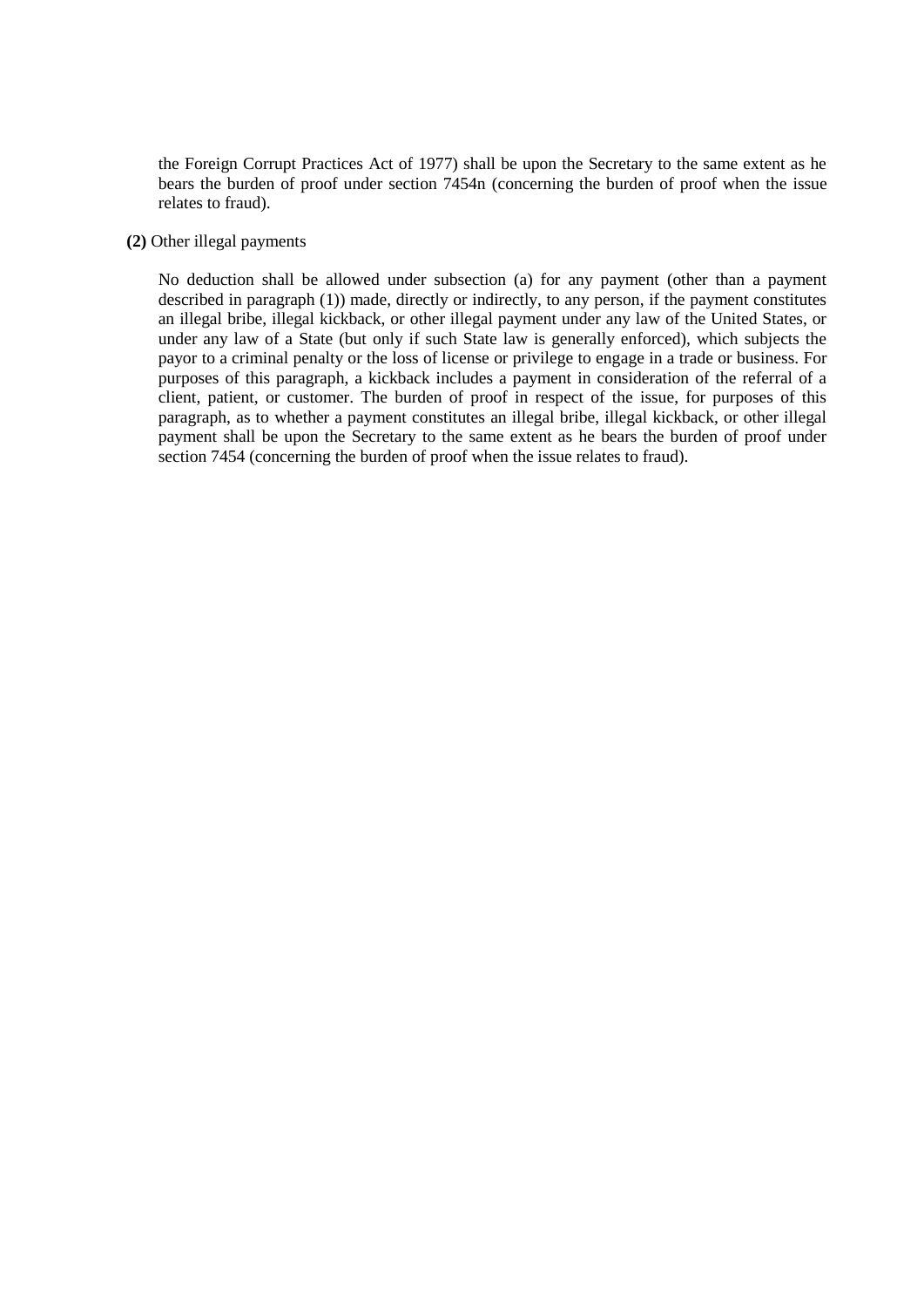the Foreign Corrupt Practices Act of 1977) shall be upon the Secretary to the same extent as he bears the burden of proof under section 7454n (concerning the burden of proof when the issue relates to fraud).

**(2)** Other illegal payments

No deduction shall be allowed under subsection (a) for any payment (other than a payment described in paragraph (1)) made, directly or indirectly, to any person, if the payment constitutes an illegal bribe, illegal kickback, or other illegal payment under any law of the United States, or under any law of a State (but only if such State law is generally enforced), which subjects the payor to a criminal penalty or the loss of license or privilege to engage in a trade or business. For purposes of this paragraph, a kickback includes a payment in consideration of the referral of a client, patient, or customer. The burden of proof in respect of the issue, for purposes of this paragraph, as to whether a payment constitutes an illegal bribe, illegal kickback, or other illegal payment shall be upon the Secretary to the same extent as he bears the burden of proof under section 7454 (concerning the burden of proof when the issue relates to fraud).